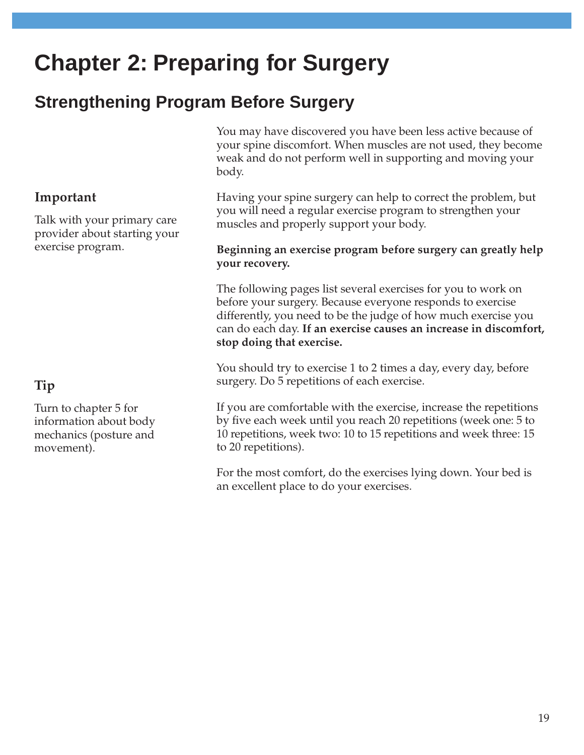# Chapter 2: Preparing for Surgery

## Strengthening Program Before Surgery

You may have discovered you have been less active because of your spine discomfort. When muscles are not used, they become weak and do not perform well in supporting and moving your body.

**Important**

Talk with your primary care provider about starting your exercise program.

Having your spine surgery can help to correct the problem, but you will need a regular exercise program to strengthen your muscles and properly support your body.

**Beginning an exercise program before surgery can greatly help your recovery.**

The following pages list several exercises for you to work on before your surgery. Because everyone responds to exercise differently, you need to be the judge of how much exercise you can do each day. **If an exercise causes an increase in discomfort, stop doing that exercise.**

You should try to exercise 1 to 2 times a day, every day, before surgery. Do 5 repetitions of each exercise.

**Tip**

Turn to chapter 5 for information about body mechanics (posture and movement).

If you are comfortable with the exercise, increase the repetitions by five each week until you reach 20 repetitions (week one: 5 to 10 repetitions, week two: 10 to 15 repetitions and week three: 15 to 20 repetitions).

For the most comfort, do the exercises lying down. Your bed is an excellent place to do your exercises.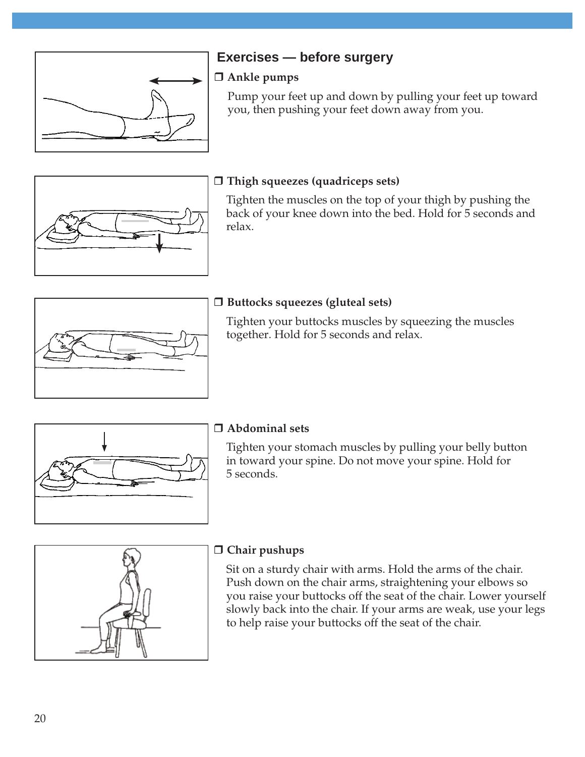## Exercises — before surgery

❐ **Ankle pumps**

Pump your feet up and down by pulling your feet up toward you, then pushing your feet down away from you.

❐ **Thigh squeezes (quadriceps sets)**

Tighten the muscles on the top of your thigh by pushing the back of your knee down into the bed. Hold for 5 seconds and relax.

❐ **Buttocks squeezes (gluteal sets)**

Tighten your buttocks muscles by squeezing the muscles together. Hold for 5 seconds and relax.

❐ **Abdominal sets**

Tighten your stomach muscles by pulling your belly button in toward your spine. Do not move your spine. Hold for 5 seconds.

❐ **Chair pushups**

Sit on a sturdy chair with arms. Hold the arms of the chair. Push down on the chair arms, straightening your elbows so you raise your buttocks off the seat of the chair. Lower yourself slowly back into the chair. If your arms are weak, use your legs to help raise your buttocks off the seat of the chair.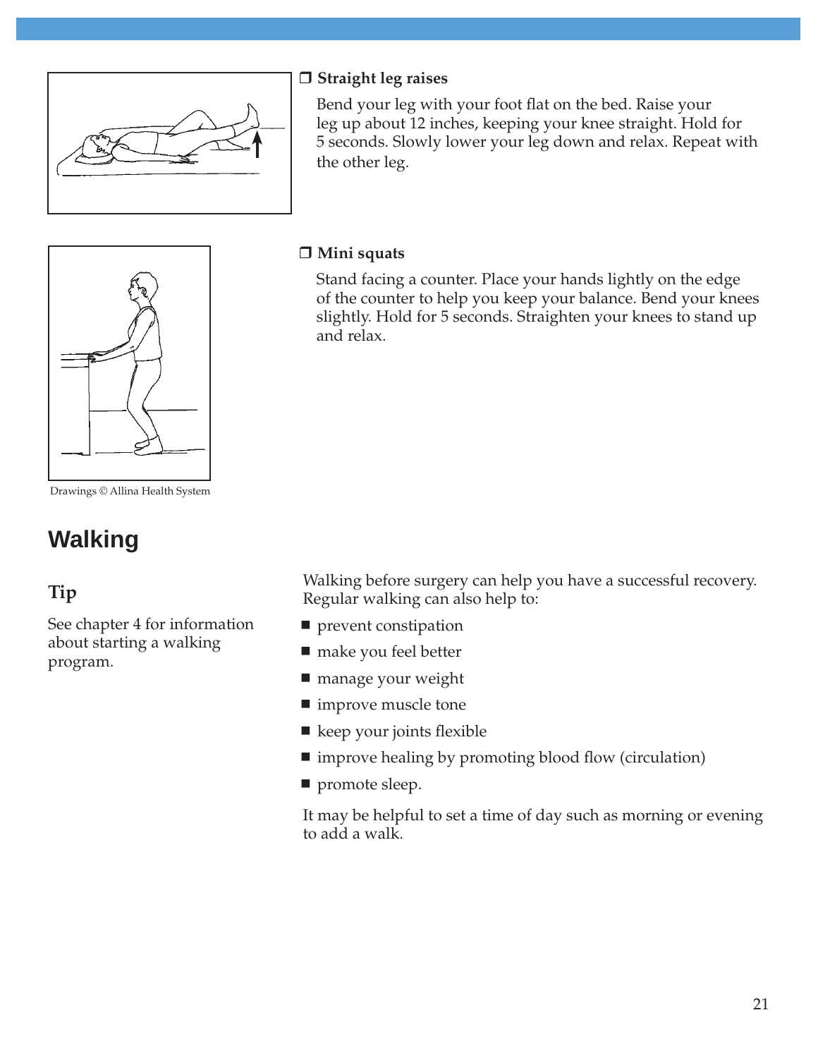❒ **Straight leg raises**

Bend your leg with your foot flat on the bed. Raise your leg up about 12 inches, keeping your knee straight. Hold for 5 seconds. Slowly lower your leg down and relax. Repeat with the other leg.

❒ **Mini squats**

Stand facing a counter. Place your hands lightly on the edge of the counter to help you keep your balance. Bend your knees slightly. Hold for 5 seconds. Straighten your knees to stand up and relax.

Drawings © Allina Health System

## Walking

### Tip

See chapter 4 for information about starting a walking program.

Walking before surgery can help you have a successful recovery. Regular walking can also help to:

- prevent constipation
- make you feel better
- manage your weight
- improve muscle tone
- keep your joints flexible
- improve healing by promoting blood flow (circulation)
- promote sleep.

It may be helpful to set a time of day such as morning or evening to add a walk.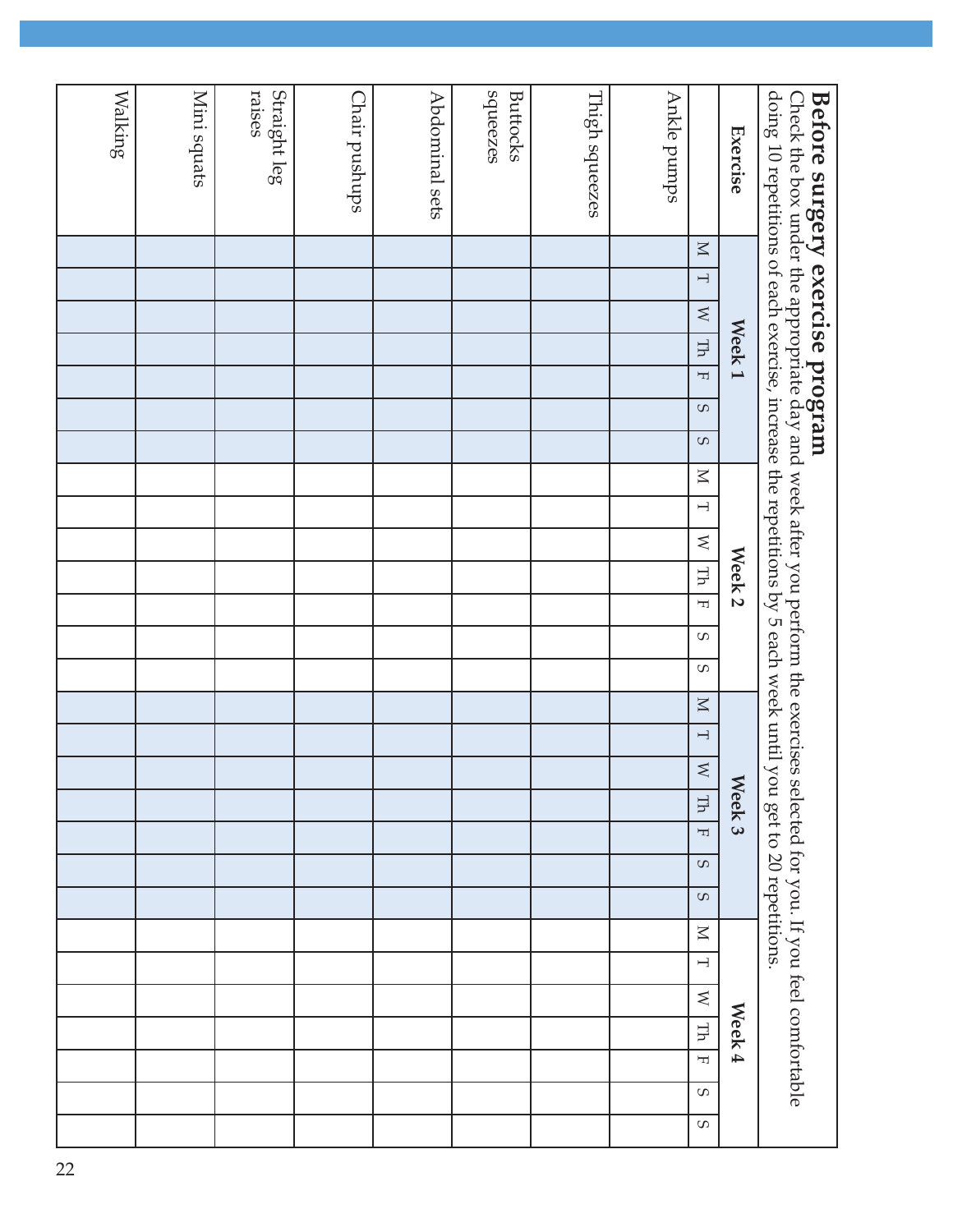## Before surgery exercise program

Check the box under the appropriate day and week after you perform the exercises selected for you. If you feel comfortable doing 10 repetitions of each exercise, increase the repetitions by 5 each week until you get to 20 repetitions.

| Exercise | Week 1 | | | | | | | Week 2 | | | | | | | Week 3 | | | | | | | Week 4 | | | | | | |
|---|---|---|---|---|---|---|---|---|---|---|---|---|---|---|---|---|---|---|---|---|---|---|---|---|---|---|---|---|
| | M | T | W | Th | F | S | S | M | T | W | Th | F | S | S | M | T | W | Th | F | S | S | M | T | W | Th | F | S | S |
| Ankle pumps | | | | | | | | | | | | | | | | | | | | | | | | | | | | |
| Thigh squeezes | | | | | | | | | | | | | | | | | | | | | | | | | | | | |
| Buttocks squeezes | | | | | | | | | | | | | | | | | | | | | | | | | | | | |
| Abdominal sets | | | | | | | | | | | | | | | | | | | | | | | | | | | | |
| Chair pushups | | | | | | | | | | | | | | | | | | | | | | | | | | | | |
| Straight leg raises | | | | | | | | | | | | | | | | | | | | | | | | | | | | |
| Mini squats | | | | | | | | | | | | | | | | | | | | | | | | | | | | |
| Walking | | | | | | | | | | | | | | | | | | | | | | | | | | | | |